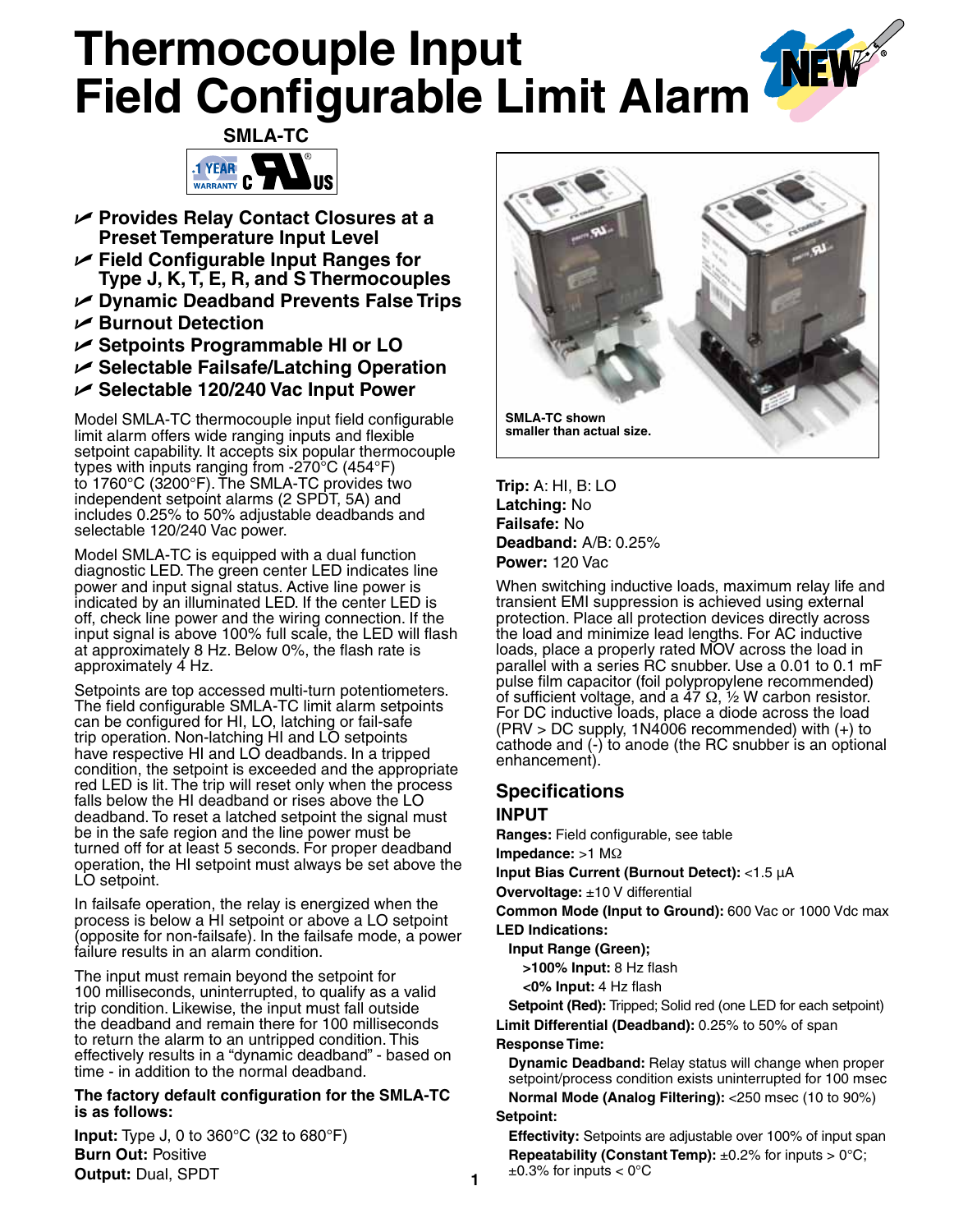# Thermocouple Input Field Configurable Limit Alarm

**SMLA-TC**

- **Provides Relay Contact Closures at a Preset Temperature Input Level**
- **Field Configurable Input Ranges for Type J, K, T, E, R, and S Thermocouples**
- **Dynamic Deadband Prevents False Trips**
- **Burnout Detection**
- **Setpoints Programmable HI or LO**
- **Selectable Failsafe/Latching Operation**
- **Selectable 120/240 Vac Input Power**

Model SMLA-TC thermocouple input field configurable limit alarm offers wide ranging inputs and flexible setpoint capability. It accepts six popular thermocouple types with inputs ranging from -270°C (454°F) to 1760°C (3200°F). The SMLA-TC provides two independent setpoint alarms (2 SPDT, 5A) and includes 0.25% to 50% adjustable deadbands and selectable 120/240 Vac power.

Model SMLA-TC is equipped with a dual function diagnostic LED. The green center LED indicates line power and input signal status. Active line power is indicated by an illuminated LED. If the center LED is off, check line power and the wiring connection. If the input signal is above 100% full scale, the LED will flash at approximately 8 Hz. Below 0%, the flash rate is approximately 4 Hz.

Setpoints are top accessed multi-turn potentiometers. The field configurable SMLA-TC limit alarm setpoints can be configured for HI, LO, latching or fail-safe trip operation. Non-latching HI and LO setpoints have respective HI and LO deadbands. In a tripped condition, the setpoint is exceeded and the appropriate red LED is lit. The trip will reset only when the process falls below the HI deadband or rises above the LO deadband. To reset a latched setpoint the signal must be in the safe region and the line power must be turned off for at least 5 seconds. For proper deadband operation, the HI setpoint must always be set above the LO setpoint.

In failsafe operation, the relay is energized when the process is below a HI setpoint or above a LO setpoint (opposite for non-failsafe). In the failsafe mode, a power failure results in an alarm condition.

The input must remain beyond the setpoint for 100 milliseconds, uninterrupted, to qualify as a valid trip condition. Likewise, the input must fall outside the deadband and remain there for 100 milliseconds to return the alarm to an untripped condition. This effectively results in a "dynamic deadband" - based on time - in addition to the normal deadband.

**The factory default configuration for the SMLA-TC is as follows:**

**Input:** Type J, 0 to 360°C (32 to 680°F)
**Burn Out:** Positive
**Output:** Dual, SPDT

SMLA-TC shown smaller than actual size.

**Trip:** A: HI, B: LO
**Latching:** No
**Failsafe:** No
**Deadband:** A/B: 0.25%
**Power:** 120 Vac

When switching inductive loads, maximum relay life and transient EMI suppression is achieved using external protection. Place all protection devices directly across the load and minimize lead lengths. For AC inductive loads, place a properly rated MOV across the load in parallel with a series RC snubber. Use a 0.01 to 0.1 mF pulse film capacitor (foil polypropylene recommended) of sufficient voltage, and a 47 Ω, ½ W carbon resistor. For DC inductive loads, place a diode across the load (PRV > DC supply, 1N4006 recommended) with (+) to cathode and (-) to anode (the RC snubber is an optional enhancement).

## Specifications

### INPUT

**Ranges:** Field configurable, see table
**Impedance:** >1 MΩ
**Input Bias Current (Burnout Detect):** <1.5 µA
**Overvoltage:** ±10 V differential
**Common Mode (Input to Ground):** 600 Vac or 1000 Vdc max
**LED Indications:**
- **Input Range (Green);**
  - **>100% Input:** 8 Hz flash
  - **<0% Input:** 4 Hz flash
- **Setpoint (Red):** Tripped; Solid red (one LED for each setpoint)

**Limit Differential (Deadband):** 0.25% to 50% of span
**Response Time:**
- **Dynamic Deadband:** Relay status will change when proper setpoint/process condition exists uninterrupted for 100 msec
- **Normal Mode (Analog Filtering):** <250 msec (10 to 90%)

**Setpoint:**
- **Effectivity:** Setpoints are adjustable over 100% of input span
- **Repeatability (Constant Temp):** ±0.2% for inputs > 0°C; ±0.3% for inputs < 0°C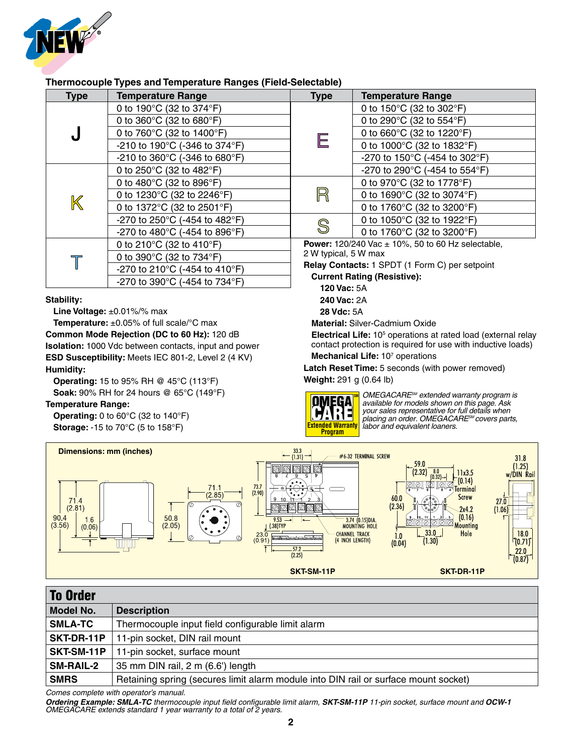### Thermocouple Types and Temperature Ranges (Field-Selectable)

| Type | Temperature Range | Type | Temperature Range |
|---|---|---|---|
| J | 0 to 190°C (32 to 374°F) | E | 0 to 150°C (32 to 302°F) |
| | 0 to 360°C (32 to 680°F) | | 0 to 290°C (32 to 554°F) |
| | 0 to 760°C (32 to 1400°F) | | 0 to 660°C (32 to 1220°F) |
| | -210 to 190°C (-346 to 374°F) | | 0 to 1000°C (32 to 1832°F) |
| | -210 to 360°C (-346 to 680°F) | | -270 to 150°C (-454 to 302°F) |
| K | 0 to 250°C (32 to 482°F) | | -270 to 290°C (-454 to 554°F) |
| | 0 to 480°C (32 to 896°F) | R | 0 to 970°C (32 to 1778°F) |
| | 0 to 1230°C (32 to 2246°F) | | 0 to 1690°C (32 to 3074°F) |
| | 0 to 1372°C (32 to 2501°F) | | 0 to 1760°C (32 to 3200°F) |
| | -270 to 250°C (-454 to 482°F) | S | 0 to 1050°C (32 to 1922°F) |
| | -270 to 480°C (-454 to 896°F) | | 0 to 1760°C (32 to 3200°F) |
| T | 0 to 210°C (32 to 410°F) | | |
| | 0 to 390°C (32 to 734°F) | | |
| | -270 to 210°C (-454 to 410°F) | | |
| | -270 to 390°C (-454 to 734°F) | | |

**Stability:**
- **Line Voltage:** ±0.01%/% max
- **Temperature:** ±0.05% of full scale/°C max

**Common Mode Rejection (DC to 60 Hz):** 120 dB

**Isolation:** 1000 Vdc between contacts, input and power

**ESD Susceptibility:** Meets IEC 801-2, Level 2 (4 KV)

**Humidity:**
- **Operating:** 15 to 95% RH @ 45°C (113°F)
- **Soak:** 90% RH for 24 hours @ 65°C (149°F)

**Temperature Range:**
- **Operating:** 0 to 60°C (32 to 140°F)
- **Storage:** -15 to 70°C (5 to 158°F)

**Power:** 120/240 Vac ± 10%, 50 to 60 Hz selectable, 2 W typical, 5 W max

**Relay Contacts:** 1 SPDT (1 Form C) per setpoint
- **Current Rating (Resistive):**
  - **120 Vac:** 5A
  - **240 Vac:** 2A
  - **28 Vdc:** 5A
- **Material:** Silver-Cadmium Oxide
- **Electrical Life:** $10^5$ operations at rated load (external relay contact protection is required for use with inductive loads)
- **Mechanical Life:** $10^7$ operations

**Latch Reset Time:** 5 seconds (with power removed)

**Weight:** 291 g (0.64 lb)

OMEGACARE Extended Warranty Program

*OMEGACARE℠ extended warranty program is available for models shown on this page. Ask your sales representative for full details when placing an order. OMEGACARE℠ covers parts, labor and equivalent loaners.*

**Dimensions: mm (inches)**

71.4 (2.81)
90.4 (3.56)
1.6 (0.06)
71.1 (2.85)
50.8 (2.05)
33.3 (1.31)
#6-32 TERMINAL SCREW
73.7 (2.90)
9.53 (.38)TYP
3.74 (0.15)DIA. MOUNTING HOLE
23.0 (0.91)
CHANNEL TRACK (4 INCH LENGTH)
57.2 (2.25)
59.0 (2.32)
8.0 (0.32)
11x3.5 (0.14) Terminal Screw
60.0 (2.36)
2x4.2 (0.16) Mounting Hole
1.0 (0.04)
33.0 (1.30)
31.8 (1.25) w/DIN Rail
27.0 (1.06)
18.0 (0.71)
22.0 (0.87)

**SKT-SM-11P** **SKT-DR-11P**

## To Order

| Model No. | Description |
|---|---|
| **SMLA-TC** | Thermocouple input field configurable limit alarm |
| **SKT-DR-11P** | 11-pin socket, DIN rail mount |
| **SKT-SM-11P** | 11-pin socket, surface mount |
| **SM-RAIL-2** | 35 mm DIN rail, 2 m (6.6') length |
| **SMRS** | Retaining spring (secures limit alarm module into DIN rail or surface mount socket) |

*Comes complete with operator's manual.*

***Ordering Example: SMLA-TC** thermocouple input field configurable limit alarm, **SKT-SM-11P** 11-pin socket, surface mount and **OCW-1** OMEGACARE extends standard 1 year warranty to a total of 2 years.*